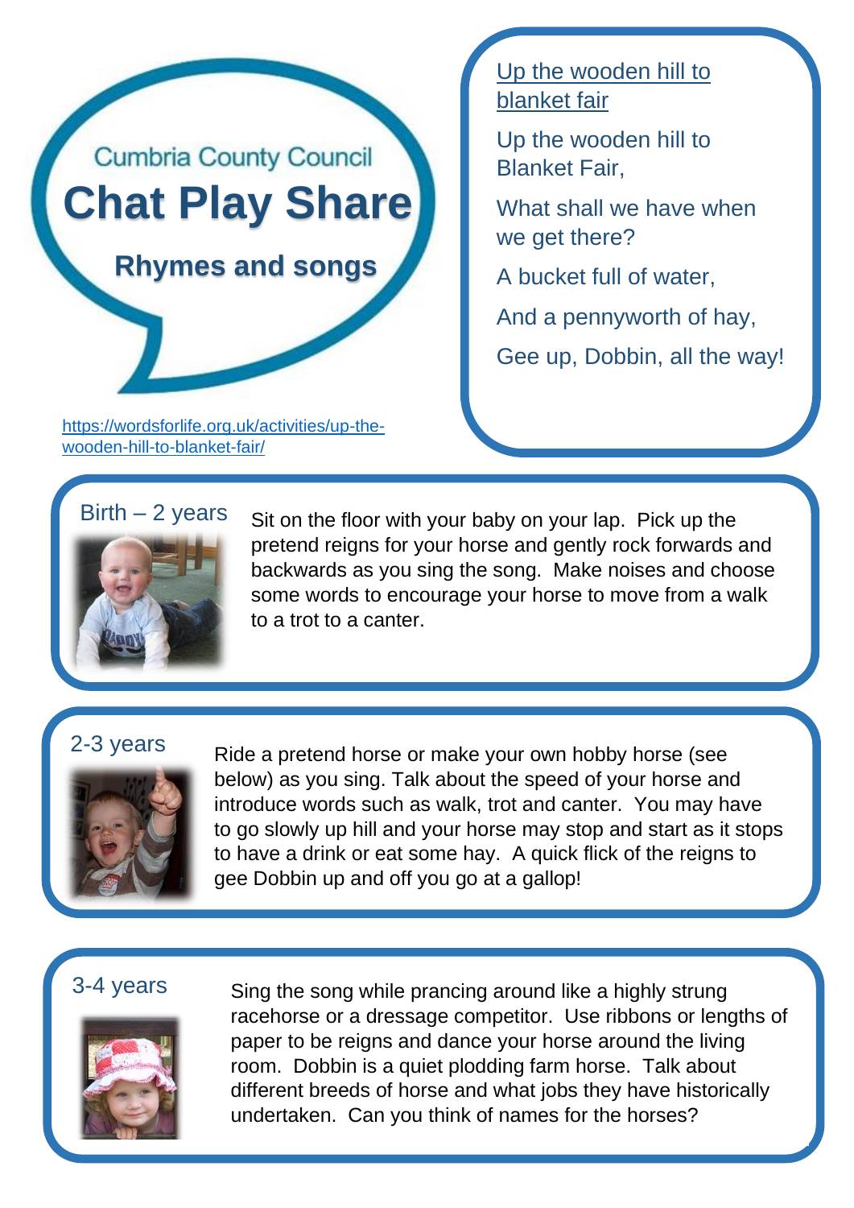Cumbria County Council

# Chat Play Share

## Rhymes and songs

https://wordsforlife.org.uk/activities/up-the-wooden-hill-to-blanket-fair/

### Up the wooden hill to blanket fair

Up the wooden hill to Blanket Fair,

What shall we have when we get there?

A bucket full of water,

And a pennyworth of hay,

Gee up, Dobbin, all the way!

### Birth – 2 years

Sit on the floor with your baby on your lap. Pick up the pretend reigns for your horse and gently rock forwards and backwards as you sing the song. Make noises and choose some words to encourage your horse to move from a walk to a trot to a canter.

### 2-3 years

Ride a pretend horse or make your own hobby horse (see below) as you sing. Talk about the speed of your horse and introduce words such as walk, trot and canter. You may have to go slowly up hill and your horse may stop and start as it stops to have a drink or eat some hay. A quick flick of the reigns to gee Dobbin up and off you go at a gallop!

### 3-4 years

Sing the song while prancing around like a highly strung racehorse or a dressage competitor. Use ribbons or lengths of paper to be reigns and dance your horse around the living room. Dobbin is a quiet plodding farm horse. Talk about different breeds of horse and what jobs they have historically undertaken. Can you think of names for the horses?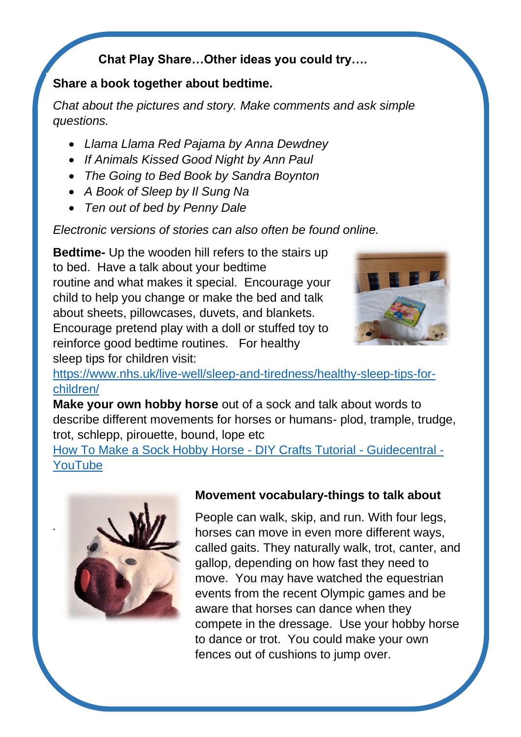## Chat Play Share…Other ideas you could try….

**Share a book together about bedtime.**

*Chat about the pictures and story. Make comments and ask simple questions.*

- *Llama Llama Red Pajama by Anna Dewdney*
- *If Animals Kissed Good Night by Ann Paul*
- *The Going to Bed Book by Sandra Boynton*
- *A Book of Sleep by Il Sung Na*
- *Ten out of bed by Penny Dale*

*Electronic versions of stories can also often be found online.*

**Bedtime-** Up the wooden hill refers to the stairs up to bed. Have a talk about your bedtime routine and what makes it special. Encourage your child to help you change or make the bed and talk about sheets, pillowcases, duvets, and blankets. Encourage pretend play with a doll or stuffed toy to reinforce good bedtime routines. For healthy sleep tips for children visit: [https://www.nhs.uk/live-well/sleep-and-tiredness/healthy-sleep-tips-for-children/](https://www.nhs.uk/live-well/sleep-and-tiredness/healthy-sleep-tips-for-children/)

**Make your own hobby horse** out of a sock and talk about words to describe different movements for horses or humans- plod, trample, trudge, trot, schlepp, pirouette, bound, lope etc

How To Make a Sock Hobby Horse - DIY Crafts Tutorial - Guidecentral - YouTube

**Movement vocabulary-things to talk about**

People can walk, skip, and run. With four legs, horses can move in even more different ways, called gaits. They naturally walk, trot, canter, and gallop, depending on how fast they need to move. You may have watched the equestrian events from the recent Olympic games and be aware that horses can dance when they compete in the dressage. Use your hobby horse to dance or trot. You could make your own fences out of cushions to jump over.